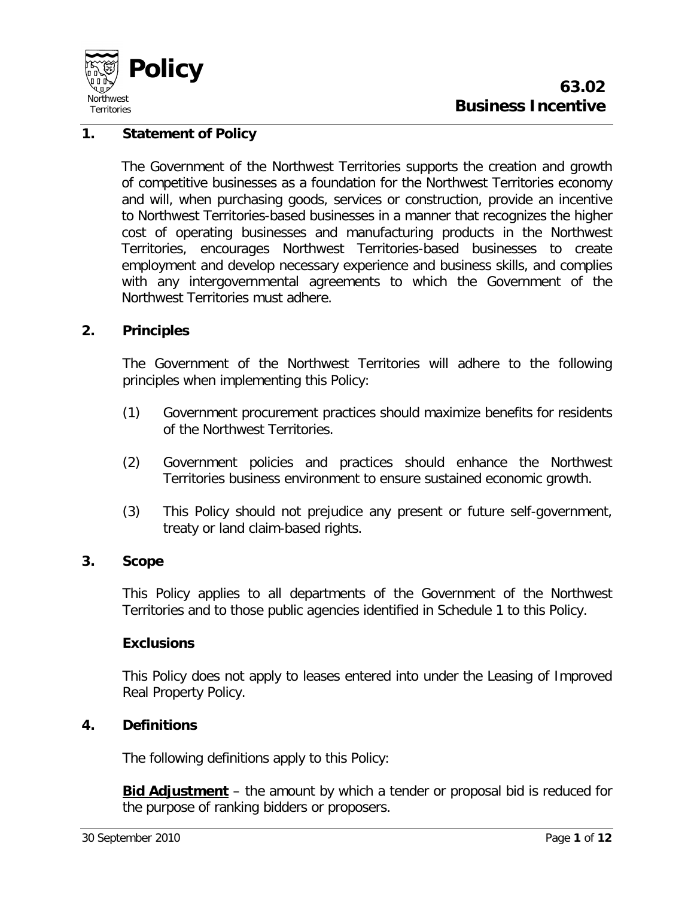# Policy

Northwest Territories

## 63.02 Business Incentive

### 1. Statement of Policy

The Government of the Northwest Territories supports the creation and growth of competitive businesses as a foundation for the Northwest Territories economy and will, when purchasing goods, services or construction, provide an incentive to Northwest Territories-based businesses in a manner that recognizes the higher cost of operating businesses and manufacturing products in the Northwest Territories, encourages Northwest Territories-based businesses to create employment and develop necessary experience and business skills, and complies with any intergovernmental agreements to which the Government of the Northwest Territories must adhere.

### 2. Principles

The Government of the Northwest Territories will adhere to the following principles when implementing this Policy:

(1) Government procurement practices should maximize benefits for residents of the Northwest Territories.

(2) Government policies and practices should enhance the Northwest Territories business environment to ensure sustained economic growth.

(3) This Policy should not prejudice any present or future self-government, treaty or land claim-based rights.

### 3. Scope

This Policy applies to all departments of the Government of the Northwest Territories and to those public agencies identified in Schedule 1 to this Policy.

**Exclusions**

This Policy does not apply to leases entered into under the Leasing of Improved Real Property Policy.

### 4. Definitions

The following definitions apply to this Policy:

**Bid Adjustment** – the amount by which a tender or proposal bid is reduced for the purpose of ranking bidders or proposers.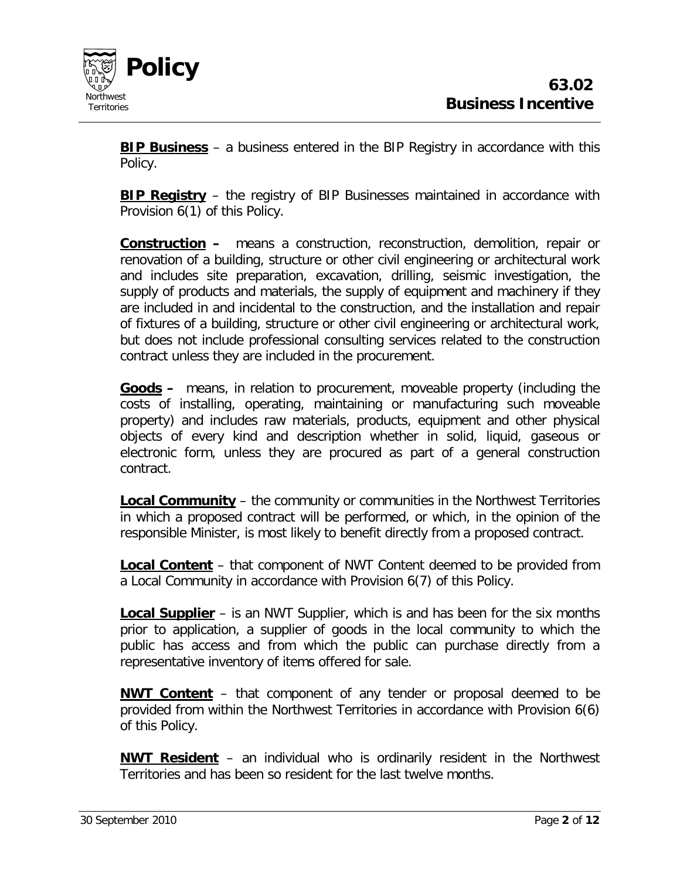**BIP Business** – a business entered in the BIP Registry in accordance with this Policy.

**BIP Registry** – the registry of BIP Businesses maintained in accordance with Provision 6(1) of this Policy.

**Construction –** means a construction, reconstruction, demolition, repair or renovation of a building, structure or other civil engineering or architectural work and includes site preparation, excavation, drilling, seismic investigation, the supply of products and materials, the supply of equipment and machinery if they are included in and incidental to the construction, and the installation and repair of fixtures of a building, structure or other civil engineering or architectural work, but does not include professional consulting services related to the construction contract unless they are included in the procurement.

**Goods –** means, in relation to procurement, moveable property (including the costs of installing, operating, maintaining or manufacturing such moveable property) and includes raw materials, products, equipment and other physical objects of every kind and description whether in solid, liquid, gaseous or electronic form, unless they are procured as part of a general construction contract.

**Local Community** – the community or communities in the Northwest Territories in which a proposed contract will be performed, or which, in the opinion of the responsible Minister, is most likely to benefit directly from a proposed contract.

**Local Content** – that component of NWT Content deemed to be provided from a Local Community in accordance with Provision 6(7) of this Policy.

**Local Supplier** – is an NWT Supplier, which is and has been for the six months prior to application, a supplier of goods in the local community to which the public has access and from which the public can purchase directly from a representative inventory of items offered for sale.

**NWT Content** – that component of any tender or proposal deemed to be provided from within the Northwest Territories in accordance with Provision 6(6) of this Policy.

**NWT Resident** – an individual who is ordinarily resident in the Northwest Territories and has been so resident for the last twelve months.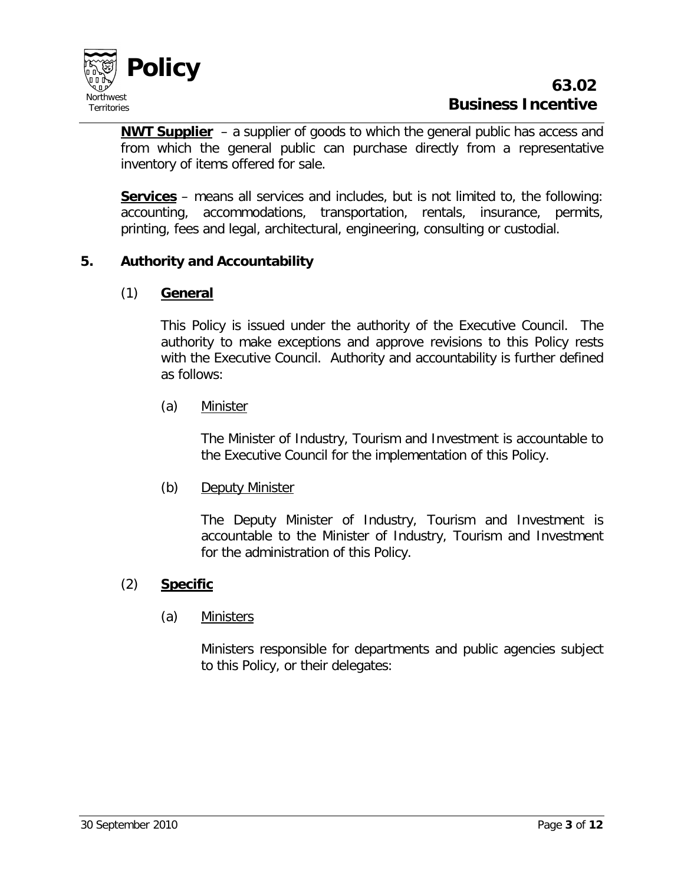**NWT Supplier** – a supplier of goods to which the general public has access and from which the general public can purchase directly from a representative inventory of items offered for sale.

**Services** – means all services and includes, but is not limited to, the following: accounting, accommodations, transportation, rentals, insurance, permits, printing, fees and legal, architectural, engineering, consulting or custodial.

## 5. Authority and Accountability

### (1) General

This Policy is issued under the authority of the Executive Council. The authority to make exceptions and approve revisions to this Policy rests with the Executive Council. Authority and accountability is further defined as follows:

(a) Minister

The Minister of Industry, Tourism and Investment is accountable to the Executive Council for the implementation of this Policy.

(b) Deputy Minister

The Deputy Minister of Industry, Tourism and Investment is accountable to the Minister of Industry, Tourism and Investment for the administration of this Policy.

### (2) Specific

(a) Ministers

Ministers responsible for departments and public agencies subject to this Policy, or their delegates: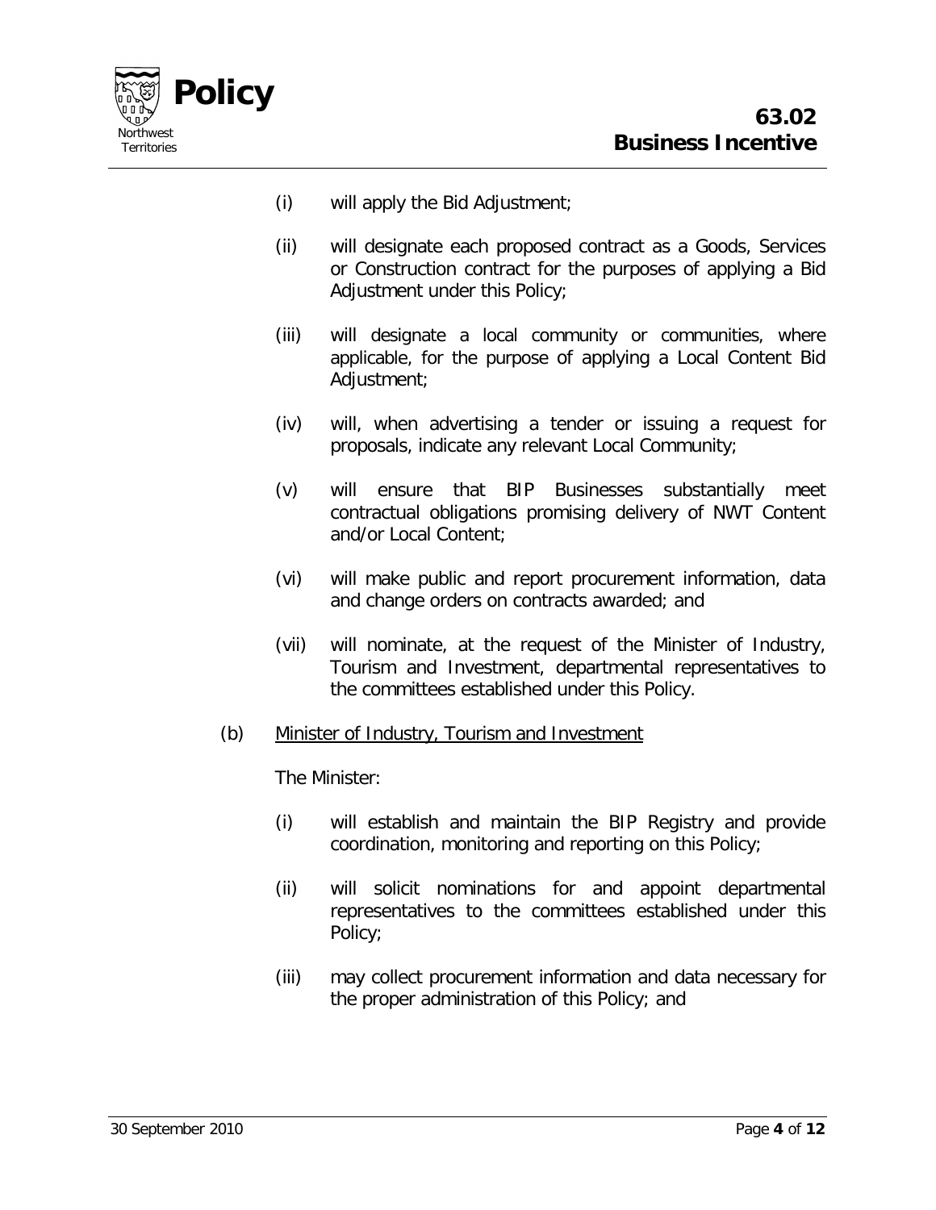(i) will apply the Bid Adjustment;

(ii) will designate each proposed contract as a Goods, Services or Construction contract for the purposes of applying a Bid Adjustment under this Policy;

(iii) will designate a local community or communities, where applicable, for the purpose of applying a Local Content Bid Adjustment;

(iv) will, when advertising a tender or issuing a request for proposals, indicate any relevant Local Community;

(v) will ensure that BIP Businesses substantially meet contractual obligations promising delivery of NWT Content and/or Local Content;

(vi) will make public and report procurement information, data and change orders on contracts awarded; and

(vii) will nominate, at the request of the Minister of Industry, Tourism and Investment, departmental representatives to the committees established under this Policy.

(b) <u>Minister of Industry, Tourism and Investment</u>

The Minister:

(i) will establish and maintain the BIP Registry and provide coordination, monitoring and reporting on this Policy;

(ii) will solicit nominations for and appoint departmental representatives to the committees established under this Policy;

(iii) may collect procurement information and data necessary for the proper administration of this Policy; and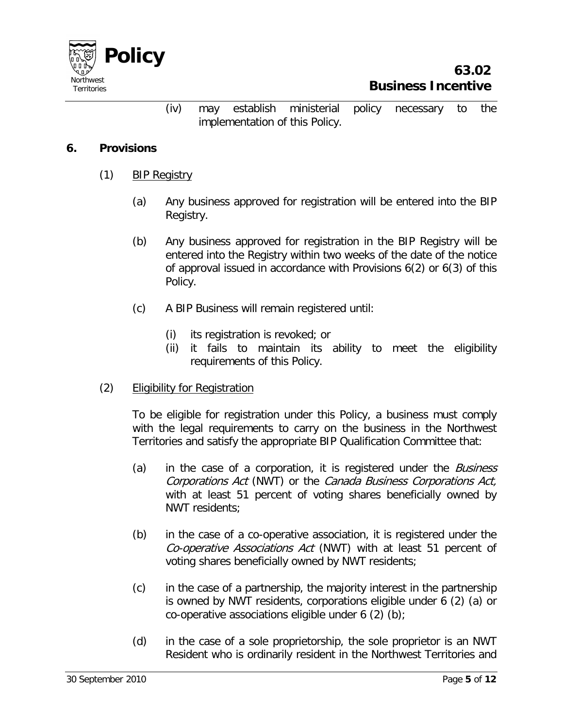(iv) may establish ministerial policy necessary to the implementation of this Policy.

## 6. Provisions

(1) BIP Registry

(a) Any business approved for registration will be entered into the BIP Registry.

(b) Any business approved for registration in the BIP Registry will be entered into the Registry within two weeks of the date of the notice of approval issued in accordance with Provisions 6(2) or 6(3) of this Policy.

(c) A BIP Business will remain registered until:

(i) its registration is revoked; or
(ii) it fails to maintain its ability to meet the eligibility requirements of this Policy.

(2) Eligibility for Registration

To be eligible for registration under this Policy, a business must comply with the legal requirements to carry on the business in the Northwest Territories and satisfy the appropriate BIP Qualification Committee that:

(a) in the case of a corporation, it is registered under the *Business Corporations Act* (NWT) or the *Canada Business Corporations Act,* with at least 51 percent of voting shares beneficially owned by NWT residents;

(b) in the case of a co-operative association, it is registered under the *Co-operative Associations Act* (NWT) with at least 51 percent of voting shares beneficially owned by NWT residents;

(c) in the case of a partnership, the majority interest in the partnership is owned by NWT residents, corporations eligible under 6 (2) (a) or co-operative associations eligible under 6 (2) (b);

(d) in the case of a sole proprietorship, the sole proprietor is an NWT Resident who is ordinarily resident in the Northwest Territories and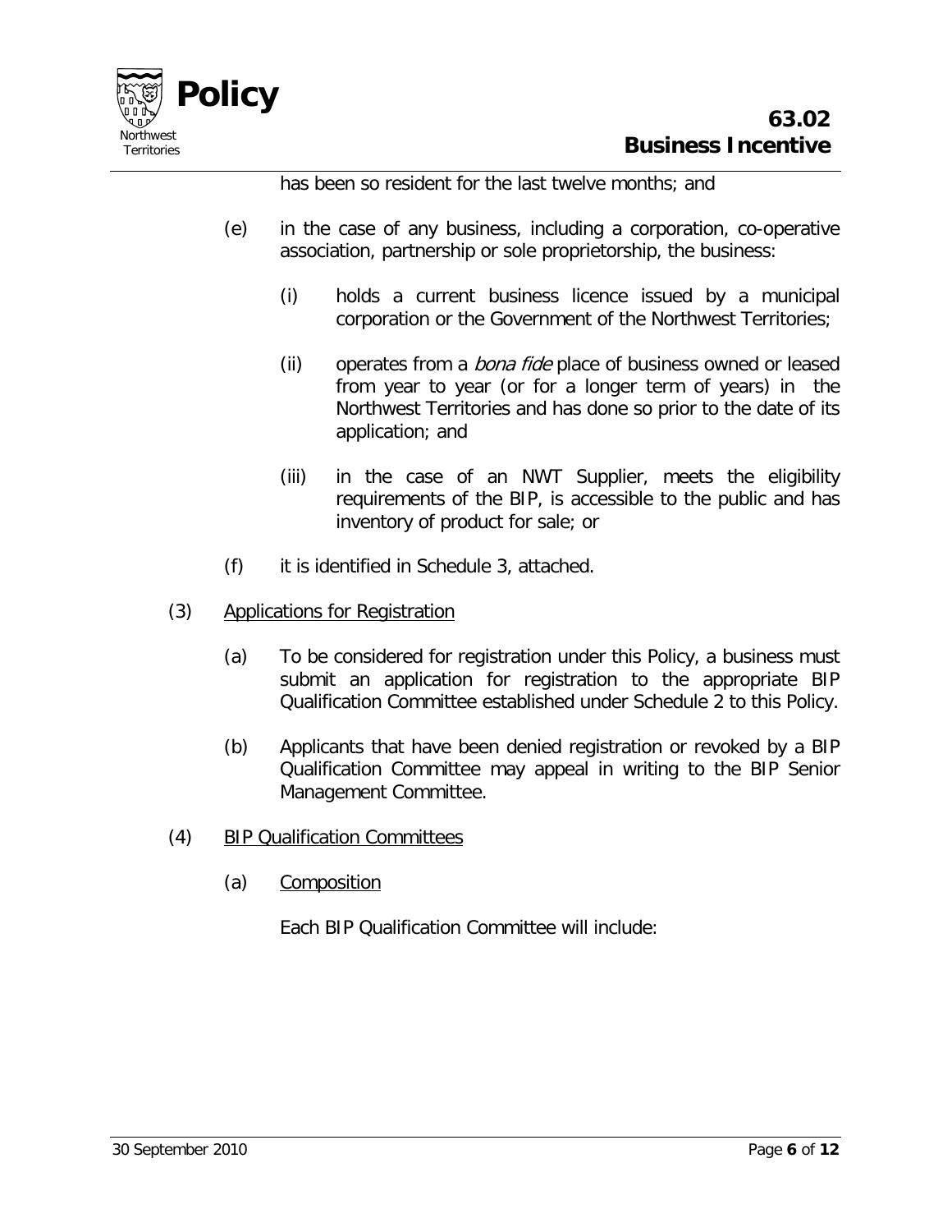has been so resident for the last twelve months; and

(e) in the case of any business, including a corporation, co-operative association, partnership or sole proprietorship, the business:

  (i) holds a current business licence issued by a municipal corporation or the Government of the Northwest Territories;

  (ii) operates from a *bona fide* place of business owned or leased from year to year (or for a longer term of years) in the Northwest Territories and has done so prior to the date of its application; and

  (iii) in the case of an NWT Supplier, meets the eligibility requirements of the BIP, is accessible to the public and has inventory of product for sale; or

(f) it is identified in Schedule 3, attached.

(3) <u>Applications for Registration</u>

  (a) To be considered for registration under this Policy, a business must submit an application for registration to the appropriate BIP Qualification Committee established under Schedule 2 to this Policy.

  (b) Applicants that have been denied registration or revoked by a BIP Qualification Committee may appeal in writing to the BIP Senior Management Committee.

(4) <u>BIP Qualification Committees</u>

  (a) <u>Composition</u>

  Each BIP Qualification Committee will include: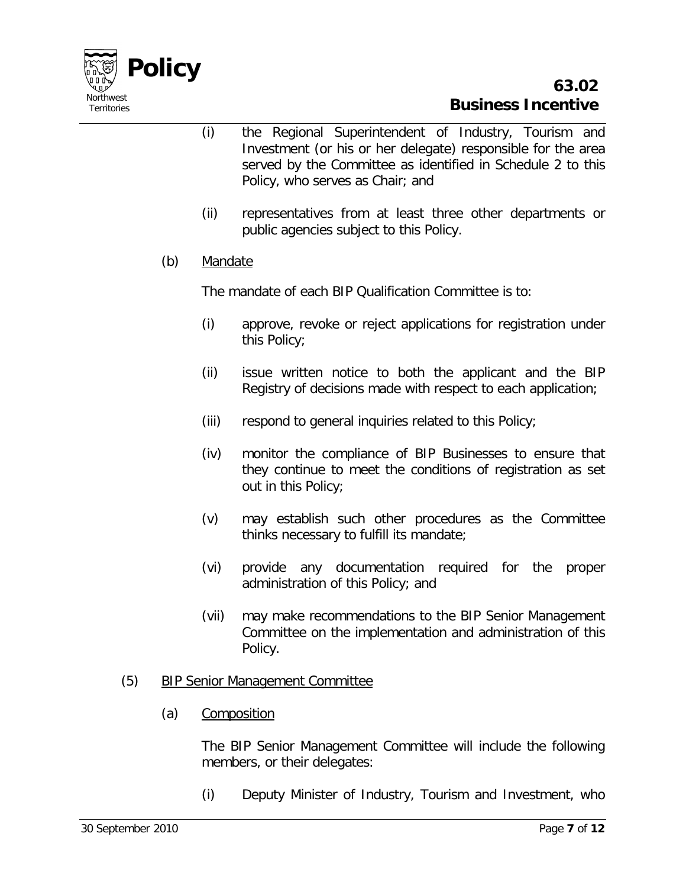(i) the Regional Superintendent of Industry, Tourism and Investment (or his or her delegate) responsible for the area served by the Committee as identified in Schedule 2 to this Policy, who serves as Chair; and

(ii) representatives from at least three other departments or public agencies subject to this Policy.

(b) Mandate

The mandate of each BIP Qualification Committee is to:

(i) approve, revoke or reject applications for registration under this Policy;

(ii) issue written notice to both the applicant and the BIP Registry of decisions made with respect to each application;

(iii) respond to general inquiries related to this Policy;

(iv) monitor the compliance of BIP Businesses to ensure that they continue to meet the conditions of registration as set out in this Policy;

(v) may establish such other procedures as the Committee thinks necessary to fulfill its mandate;

(vi) provide any documentation required for the proper administration of this Policy; and

(vii) may make recommendations to the BIP Senior Management Committee on the implementation and administration of this Policy.

(5) BIP Senior Management Committee

(a) Composition

The BIP Senior Management Committee will include the following members, or their delegates:

(i) Deputy Minister of Industry, Tourism and Investment, who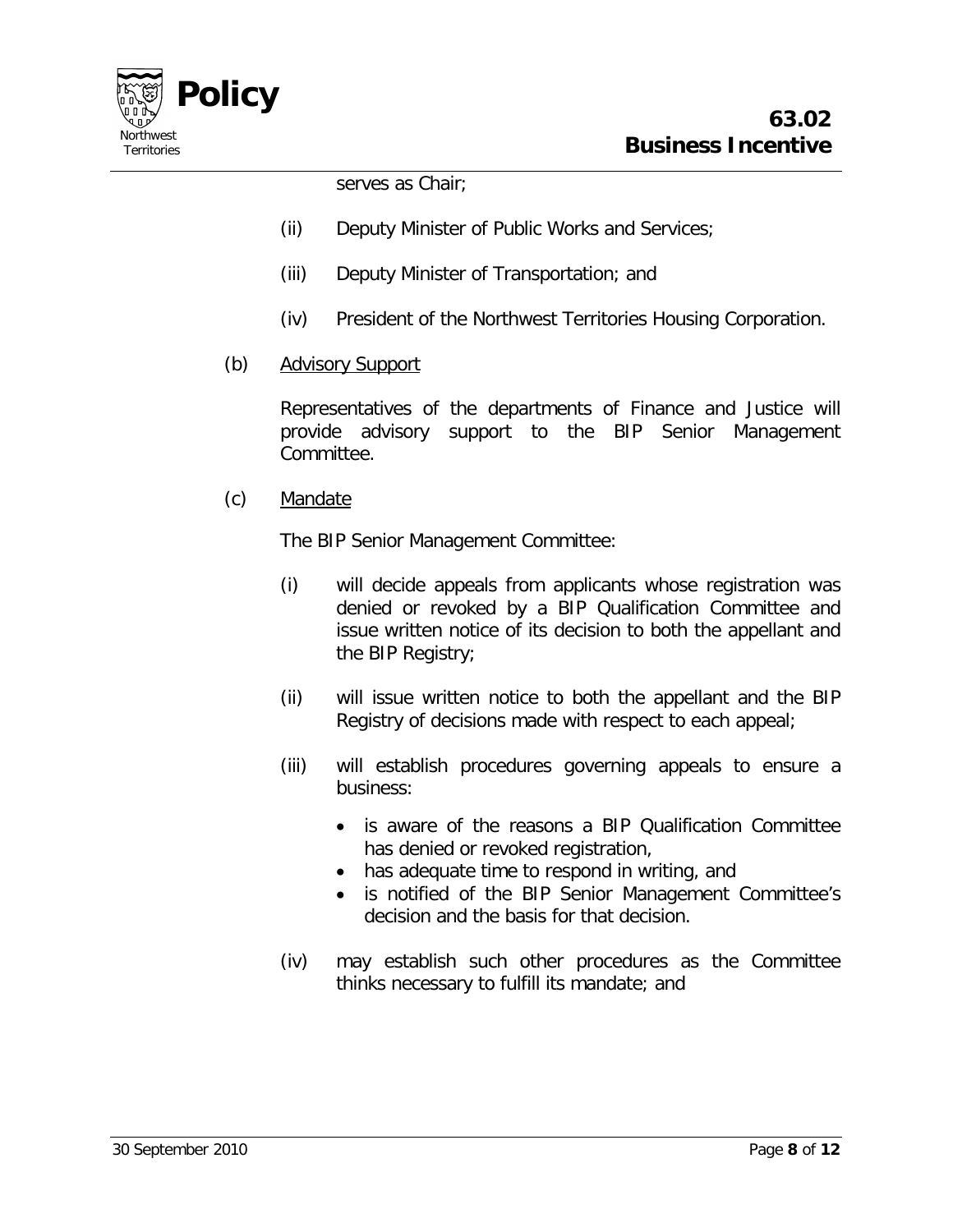serves as Chair;

(ii) Deputy Minister of Public Works and Services;

(iii) Deputy Minister of Transportation; and

(iv) President of the Northwest Territories Housing Corporation.

(b) Advisory Support

Representatives of the departments of Finance and Justice will provide advisory support to the BIP Senior Management Committee.

(c) Mandate

The BIP Senior Management Committee:

(i) will decide appeals from applicants whose registration was denied or revoked by a BIP Qualification Committee and issue written notice of its decision to both the appellant and the BIP Registry;

(ii) will issue written notice to both the appellant and the BIP Registry of decisions made with respect to each appeal;

(iii) will establish procedures governing appeals to ensure a business:

- is aware of the reasons a BIP Qualification Committee has denied or revoked registration,
- has adequate time to respond in writing, and
- is notified of the BIP Senior Management Committee's decision and the basis for that decision.

(iv) may establish such other procedures as the Committee thinks necessary to fulfill its mandate; and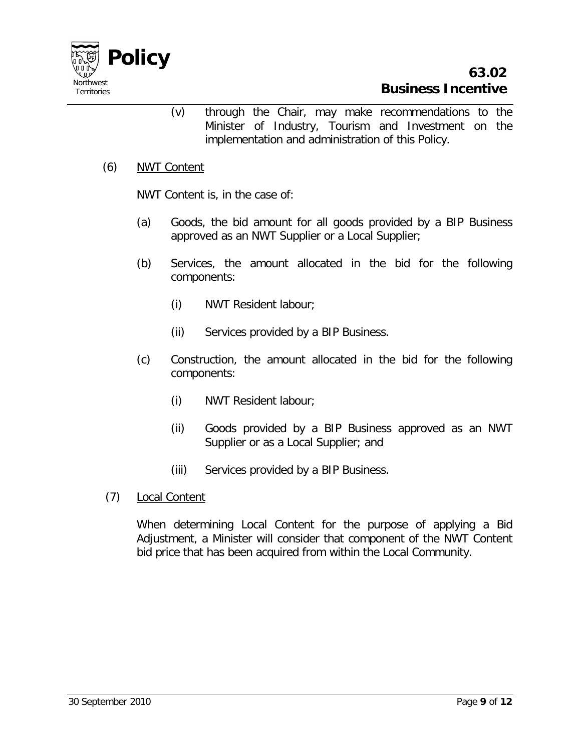(v) through the Chair, may make recommendations to the Minister of Industry, Tourism and Investment on the implementation and administration of this Policy.

(6) NWT Content

NWT Content is, in the case of:

(a) Goods, the bid amount for all goods provided by a BIP Business approved as an NWT Supplier or a Local Supplier;

(b) Services, the amount allocated in the bid for the following components:

(i) NWT Resident labour;

(ii) Services provided by a BIP Business.

(c) Construction, the amount allocated in the bid for the following components:

(i) NWT Resident labour;

(ii) Goods provided by a BIP Business approved as an NWT Supplier or as a Local Supplier; and

(iii) Services provided by a BIP Business.

(7) Local Content

When determining Local Content for the purpose of applying a Bid Adjustment, a Minister will consider that component of the NWT Content bid price that has been acquired from within the Local Community.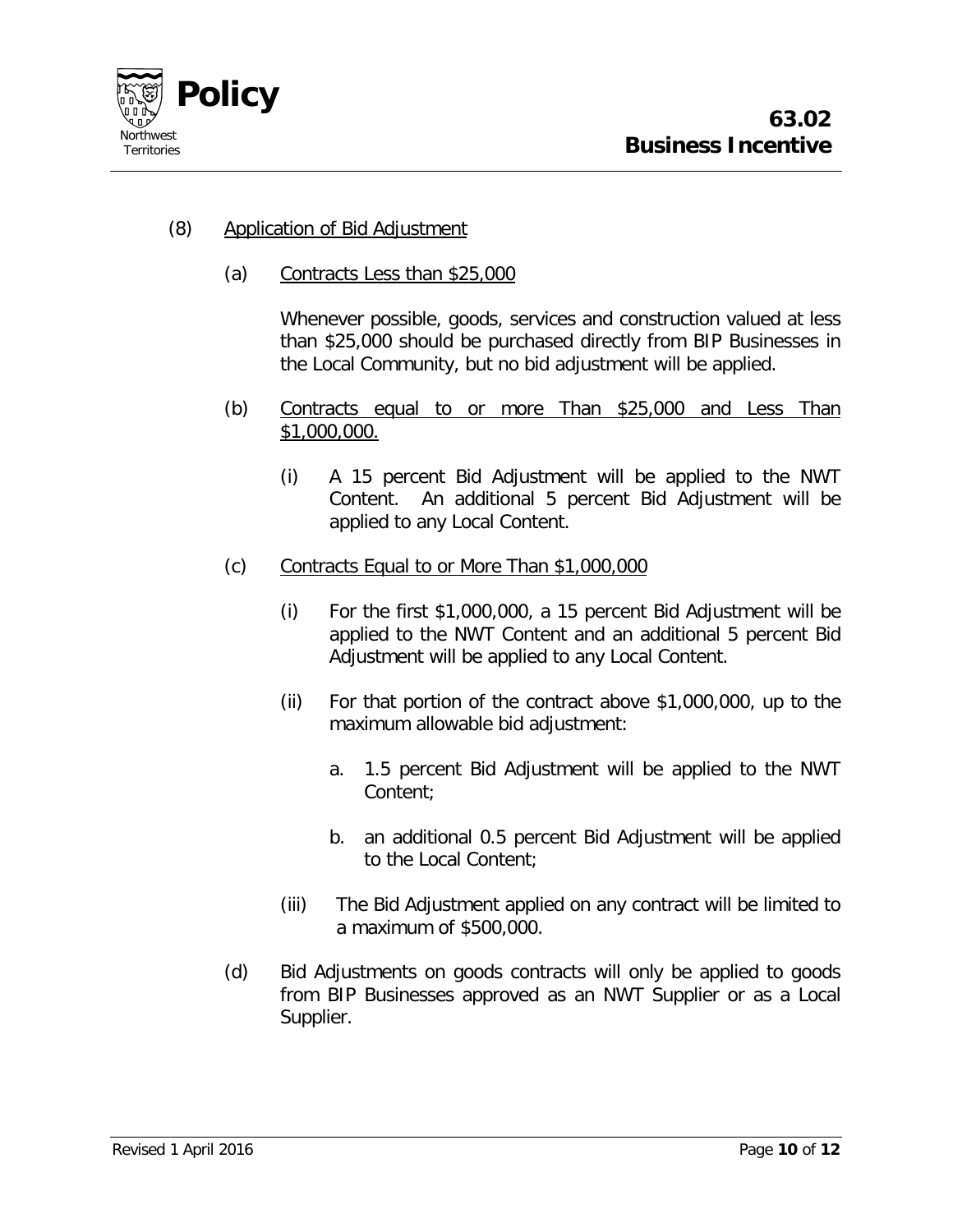(8) Application of Bid Adjustment

(a) Contracts Less than $25,000

Whenever possible, goods, services and construction valued at less than $25,000 should be purchased directly from BIP Businesses in the Local Community, but no bid adjustment will be applied.

(b) Contracts equal to or more Than $25,000 and Less Than $1,000,000.

(i) A 15 percent Bid Adjustment will be applied to the NWT Content. An additional 5 percent Bid Adjustment will be applied to any Local Content.

(c) Contracts Equal to or More Than $1,000,000

(i) For the first $1,000,000, a 15 percent Bid Adjustment will be applied to the NWT Content and an additional 5 percent Bid Adjustment will be applied to any Local Content.

(ii) For that portion of the contract above $1,000,000, up to the maximum allowable bid adjustment:

a. 1.5 percent Bid Adjustment will be applied to the NWT Content;

b. an additional 0.5 percent Bid Adjustment will be applied to the Local Content;

(iii) The Bid Adjustment applied on any contract will be limited to a maximum of $500,000.

(d) Bid Adjustments on goods contracts will only be applied to goods from BIP Businesses approved as an NWT Supplier or as a Local Supplier.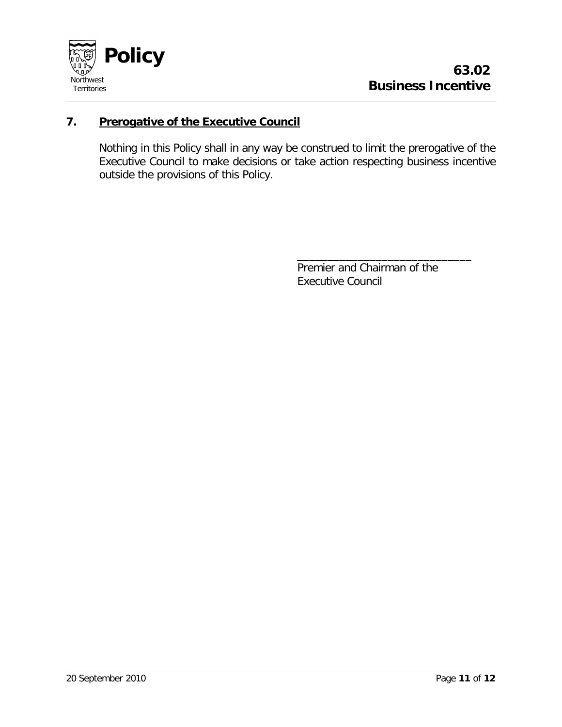## 7. Prerogative of the Executive Council

Nothing in this Policy shall in any way be construed to limit the prerogative of the Executive Council to make decisions or take action respecting business incentive outside the provisions of this Policy.

______________________________
Premier and Chairman of the
Executive Council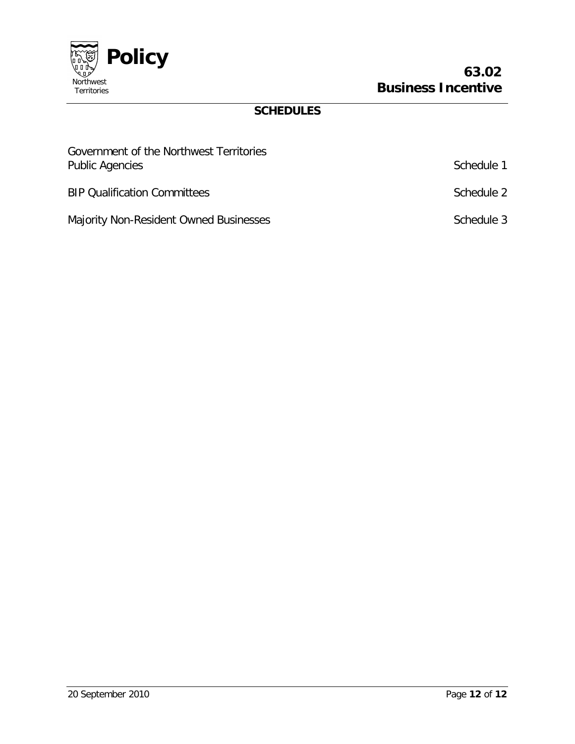## SCHEDULES

| | |
|---|---|
| Government of the Northwest Territories Public Agencies | Schedule 1 |
| BIP Qualification Committees | Schedule 2 |
| Majority Non-Resident Owned Businesses | Schedule 3 |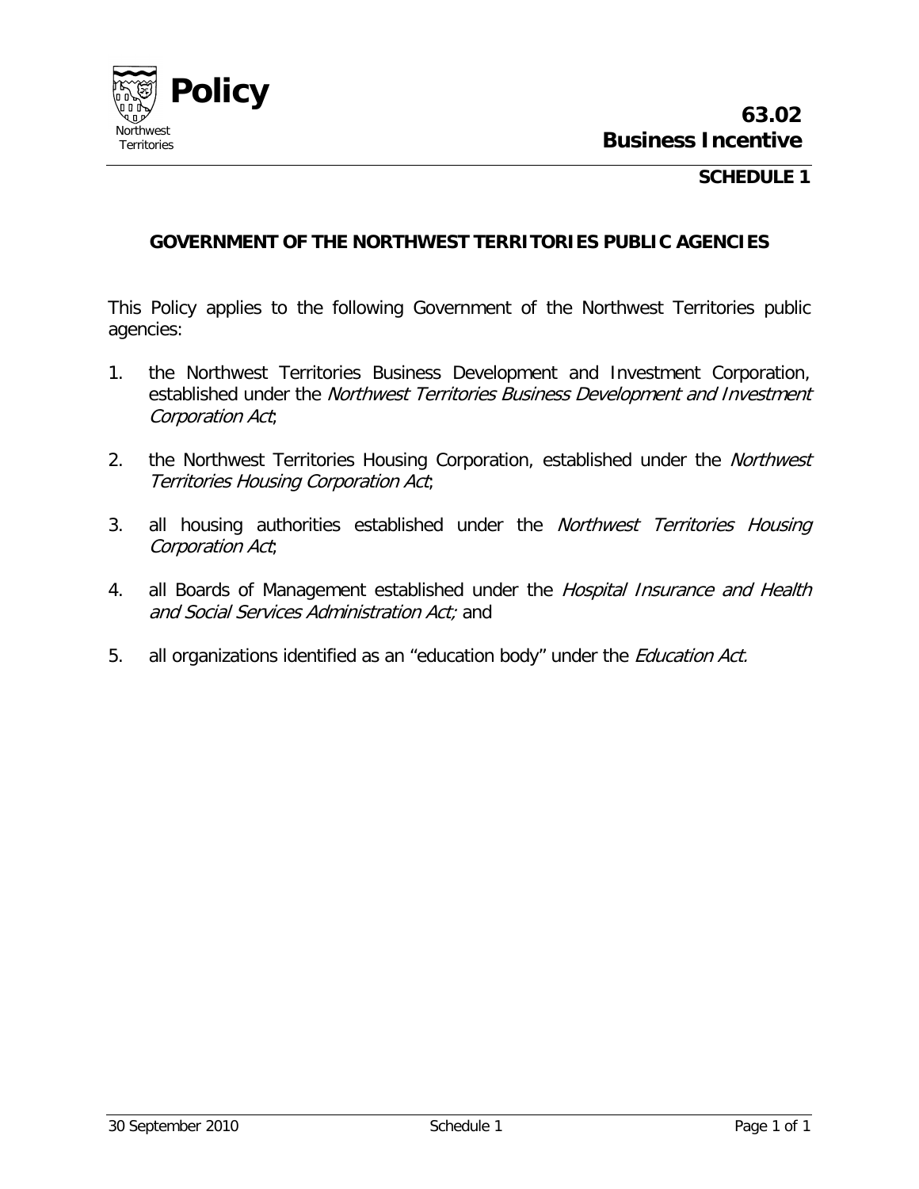**SCHEDULE 1**

## GOVERNMENT OF THE NORTHWEST TERRITORIES PUBLIC AGENCIES

This Policy applies to the following Government of the Northwest Territories public agencies:

1. the Northwest Territories Business Development and Investment Corporation, established under the *Northwest Territories Business Development and Investment Corporation Act*;

2. the Northwest Territories Housing Corporation, established under the *Northwest Territories Housing Corporation Act*;

3. all housing authorities established under the *Northwest Territories Housing Corporation Act*;

4. all Boards of Management established under the *Hospital Insurance and Health and Social Services Administration Act;* and

5. all organizations identified as an "education body" under the *Education Act.*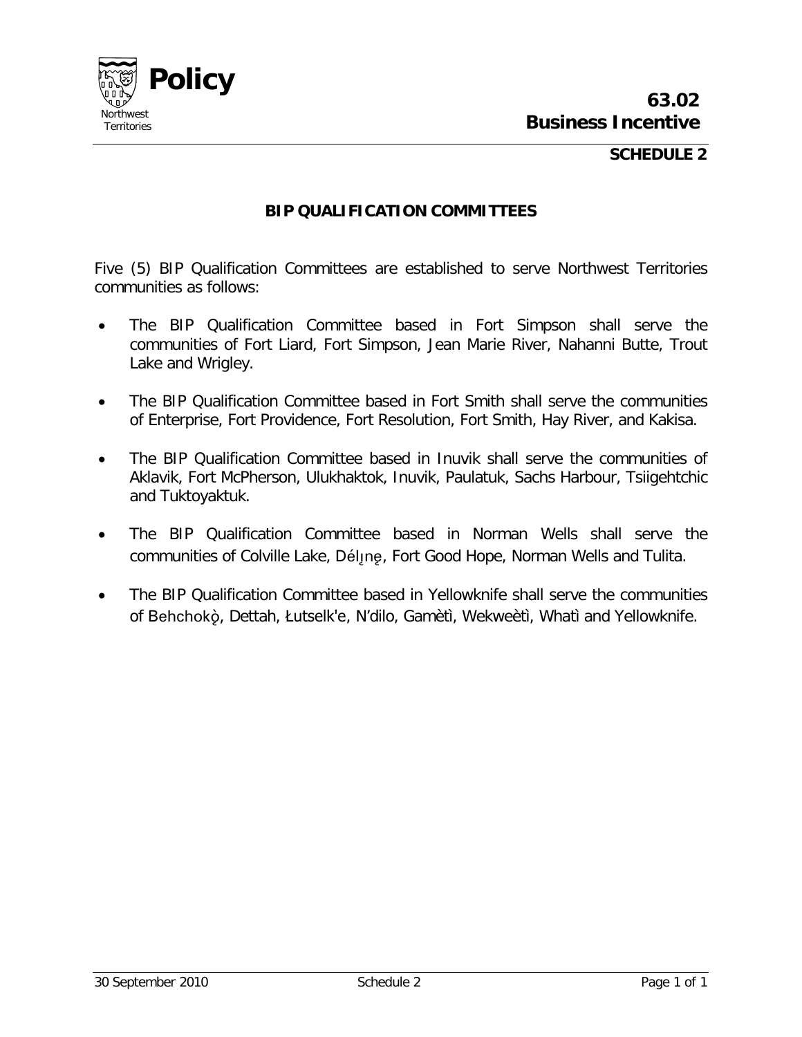# SCHEDULE 2

## BIP QUALIFICATION COMMITTEES

Five (5) BIP Qualification Committees are established to serve Northwest Territories communities as follows:

- The BIP Qualification Committee based in Fort Simpson shall serve the communities of Fort Liard, Fort Simpson, Jean Marie River, Nahanni Butte, Trout Lake and Wrigley.
- The BIP Qualification Committee based in Fort Smith shall serve the communities of Enterprise, Fort Providence, Fort Resolution, Fort Smith, Hay River, and Kakisa.
- The BIP Qualification Committee based in Inuvik shall serve the communities of Aklavik, Fort McPherson, Ulukhaktok, Inuvik, Paulatuk, Sachs Harbour, Tsiigehtchic and Tuktoyaktuk.
- The BIP Qualification Committee based in Norman Wells shall serve the communities of Colville Lake, Délı̨nę, Fort Good Hope, Norman Wells and Tulita.
- The BIP Qualification Committee based in Yellowknife shall serve the communities of Behchokǫ̀, Dettah, Łutselk'e, N'dilo, Gamètì, Wekweètì, Whatì and Yellowknife.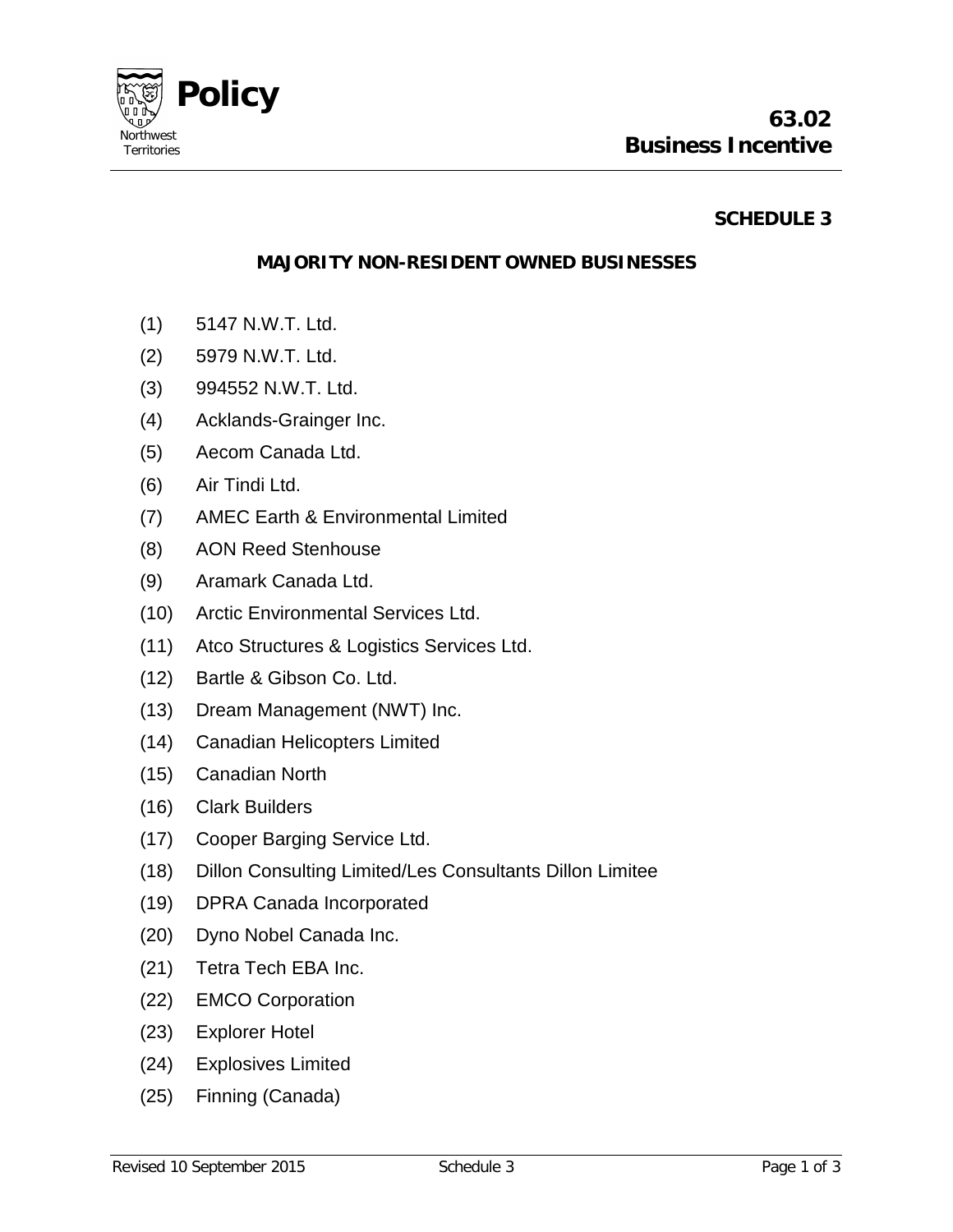## SCHEDULE 3

### MAJORITY NON-RESIDENT OWNED BUSINESSES

(1) 5147 N.W.T. Ltd.

(2) 5979 N.W.T. Ltd.

(3) 994552 N.W.T. Ltd.

(4) Acklands-Grainger Inc.

(5) Aecom Canada Ltd.

(6) Air Tindi Ltd.

(7) AMEC Earth & Environmental Limited

(8) AON Reed Stenhouse

(9) Aramark Canada Ltd.

(10) Arctic Environmental Services Ltd.

(11) Atco Structures & Logistics Services Ltd.

(12) Bartle & Gibson Co. Ltd.

(13) Dream Management (NWT) Inc.

(14) Canadian Helicopters Limited

(15) Canadian North

(16) Clark Builders

(17) Cooper Barging Service Ltd.

(18) Dillon Consulting Limited/Les Consultants Dillon Limitee

(19) DPRA Canada Incorporated

(20) Dyno Nobel Canada Inc.

(21) Tetra Tech EBA Inc.

(22) EMCO Corporation

(23) Explorer Hotel

(24) Explosives Limited

(25) Finning (Canada)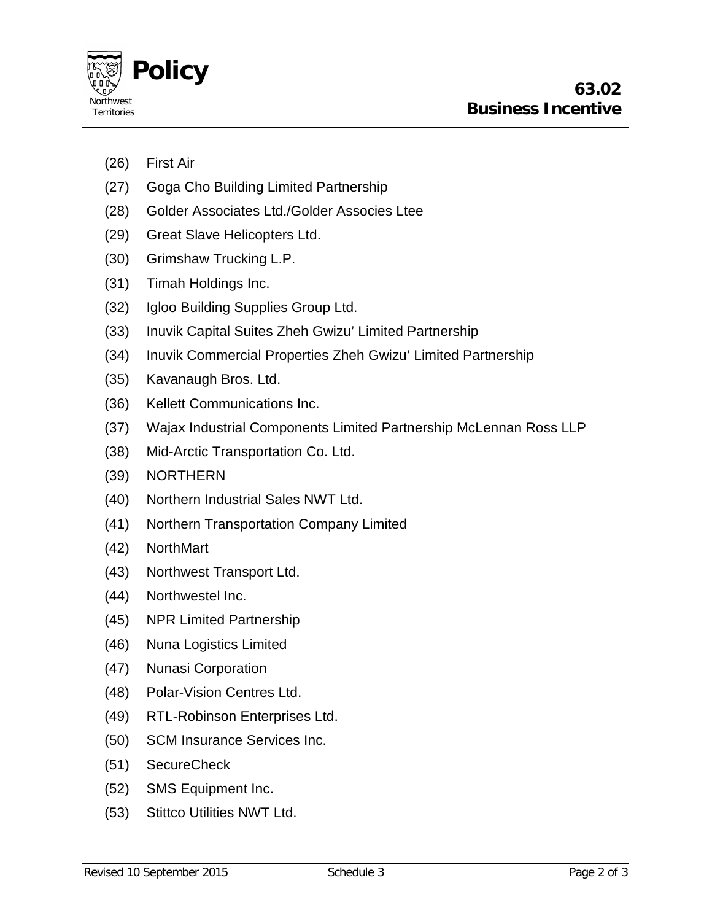(26) First Air

(27) Goga Cho Building Limited Partnership

(28) Golder Associates Ltd./Golder Associes Ltee

(29) Great Slave Helicopters Ltd.

(30) Grimshaw Trucking L.P.

(31) Timah Holdings Inc.

(32) Igloo Building Supplies Group Ltd.

(33) Inuvik Capital Suites Zheh Gwizu' Limited Partnership

(34) Inuvik Commercial Properties Zheh Gwizu' Limited Partnership

(35) Kavanaugh Bros. Ltd.

(36) Kellett Communications Inc.

(37) Wajax Industrial Components Limited Partnership McLennan Ross LLP

(38) Mid-Arctic Transportation Co. Ltd.

(39) NORTHERN

(40) Northern Industrial Sales NWT Ltd.

(41) Northern Transportation Company Limited

(42) NorthMart

(43) Northwest Transport Ltd.

(44) Northwestel Inc.

(45) NPR Limited Partnership

(46) Nuna Logistics Limited

(47) Nunasi Corporation

(48) Polar-Vision Centres Ltd.

(49) RTL-Robinson Enterprises Ltd.

(50) SCM Insurance Services Inc.

(51) SecureCheck

(52) SMS Equipment Inc.

(53) Stittco Utilities NWT Ltd.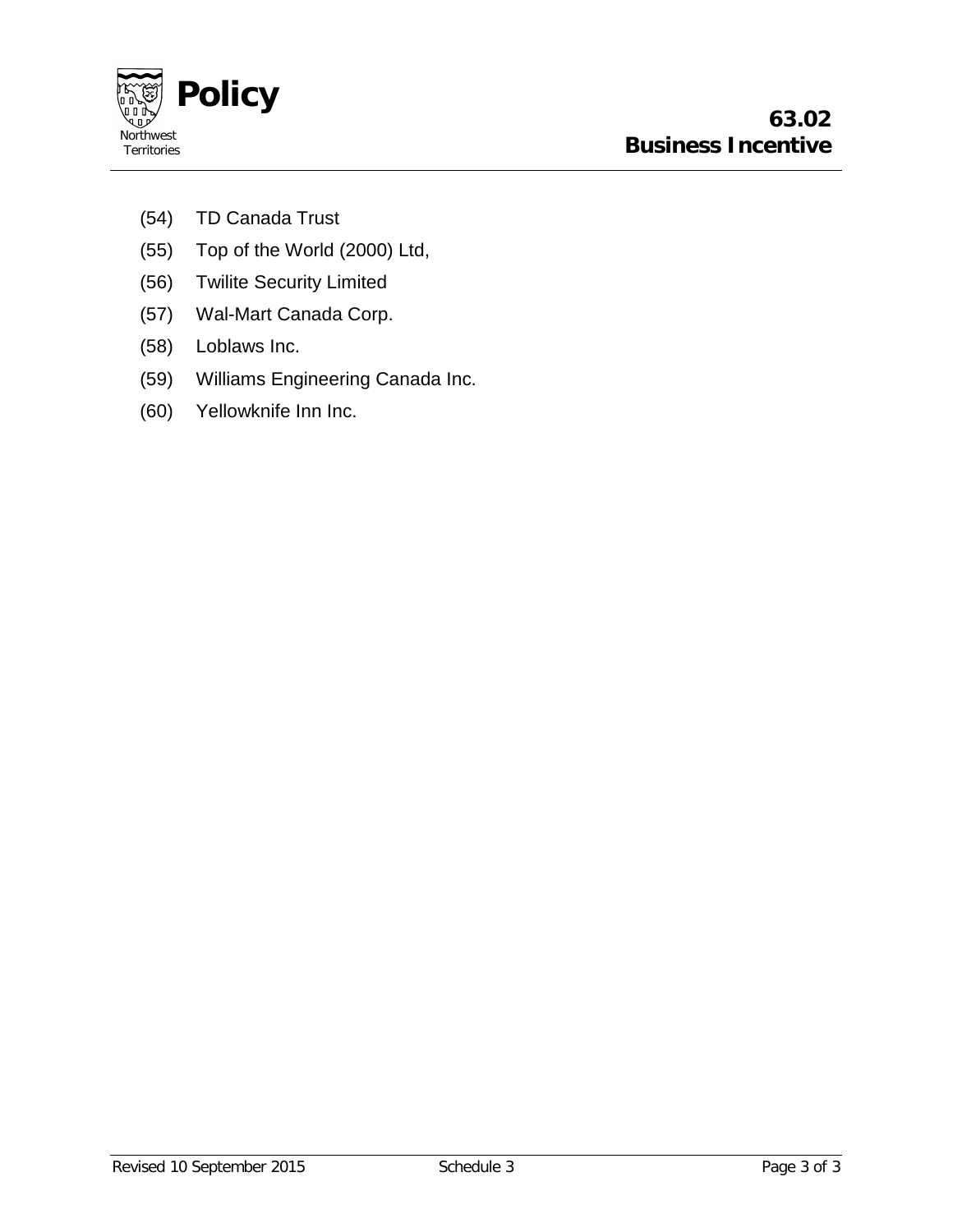(54) TD Canada Trust

(55) Top of the World (2000) Ltd,

(56) Twilite Security Limited

(57) Wal-Mart Canada Corp.

(58) Loblaws Inc.

(59) Williams Engineering Canada Inc.

(60) Yellowknife Inn Inc.